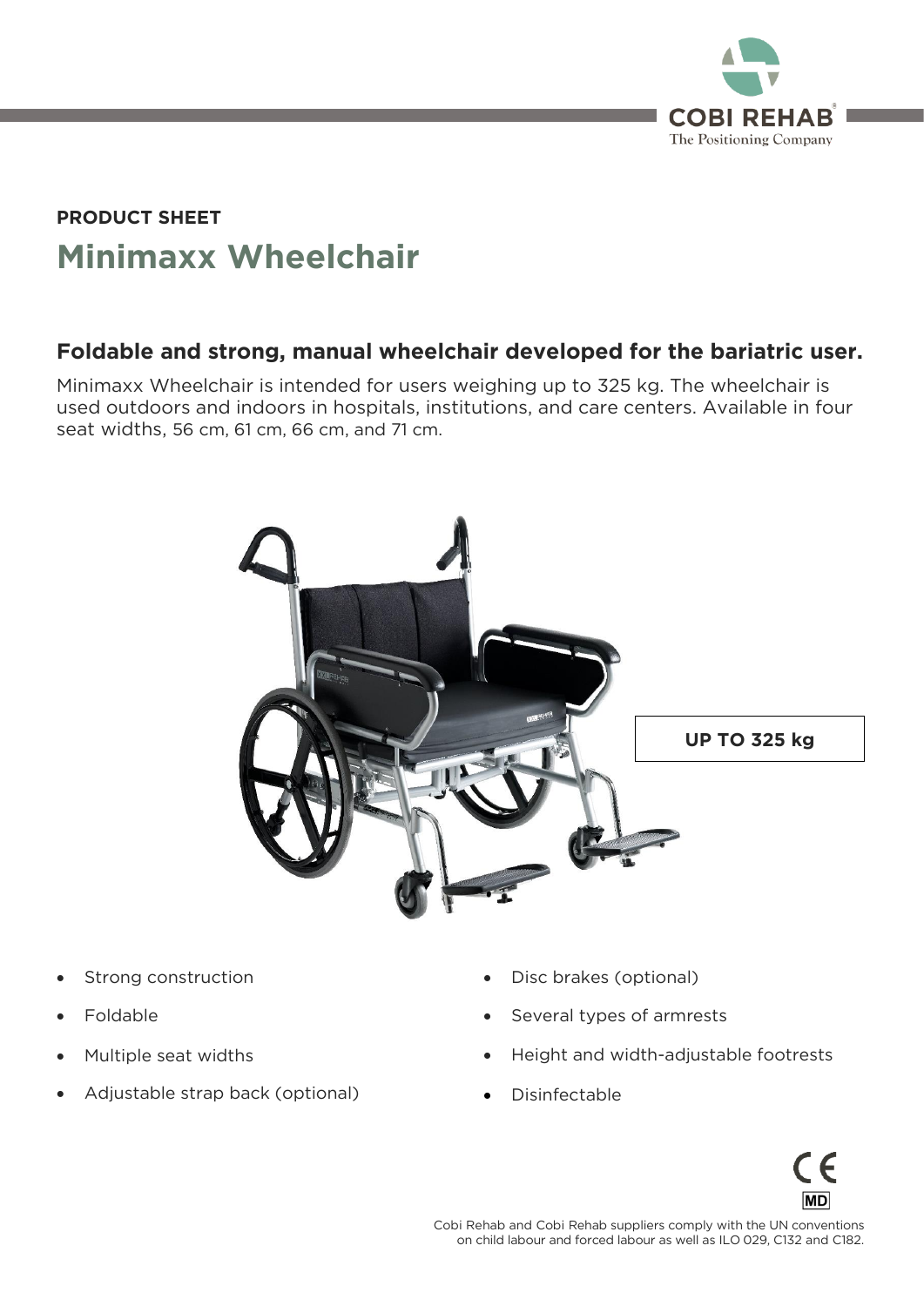PRODUCT SHEET

# Minimaxx Wheelchair

## Foldable and strong, manual wheelchair developed for the bariatric user.

Minimaxx Wheelchair is intended for users weighing up to 325 kg. The wheelchair is used outdoors and indoors in hospitals, institutions, and care centers. Available in four seat widths, 56 cm, 61 cm, 66 cm, and 71 cm.

**UP TO 325 kg**

- Strong construction
- Foldable
- Multiple seat widths
- Adjustable strap back (optional)
- Disc brakes (optional)
- Several types of armrests
- Height and width-adjustable footrests
- Disinfectable

Cobi Rehab and Cobi Rehab suppliers comply with the UN conventions on child labour and forced labour as well as ILO 029, C132 and C182.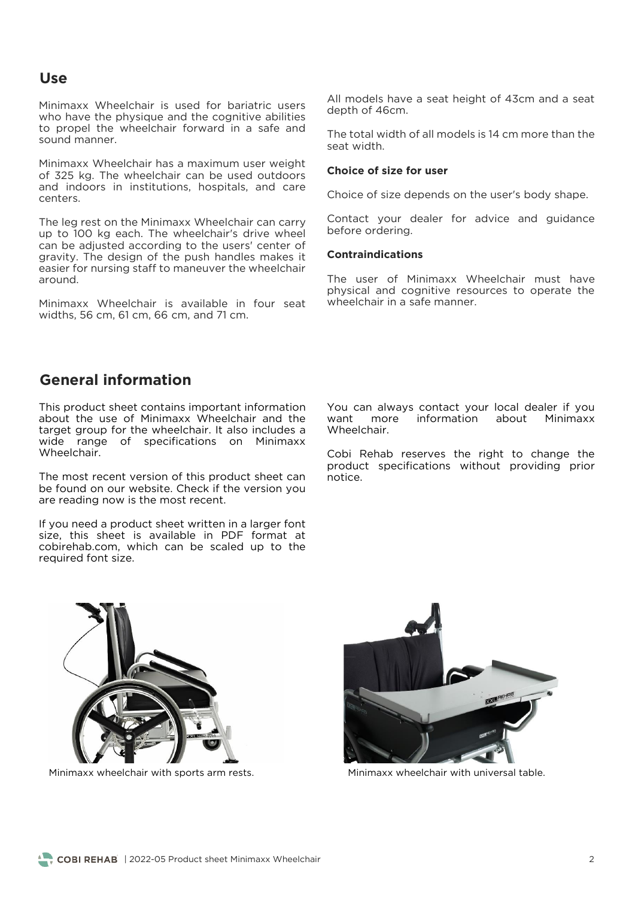## Use

Minimaxx Wheelchair is used for bariatric users who have the physique and the cognitive abilities to propel the wheelchair forward in a safe and sound manner.

Minimaxx Wheelchair has a maximum user weight of 325 kg. The wheelchair can be used outdoors and indoors in institutions, hospitals, and care centers.

The leg rest on the Minimaxx Wheelchair can carry up to 100 kg each. The wheelchair's drive wheel can be adjusted according to the users' center of gravity. The design of the push handles makes it easier for nursing staff to maneuver the wheelchair around.

Minimaxx Wheelchair is available in four seat widths, 56 cm, 61 cm, 66 cm, and 71 cm.

All models have a seat height of 43cm and a seat depth of 46cm.

The total width of all models is 14 cm more than the seat width.

#### Choice of size for user

Choice of size depends on the user's body shape.

Contact your dealer for advice and guidance before ordering.

#### Contraindications

The user of Minimaxx Wheelchair must have physical and cognitive resources to operate the wheelchair in a safe manner.

## General information

This product sheet contains important information about the use of Minimaxx Wheelchair and the target group for the wheelchair. It also includes a wide range of specifications on Minimaxx Wheelchair.

The most recent version of this product sheet can be found on our website. Check if the version you are reading now is the most recent.

If you need a product sheet written in a larger font size, this sheet is available in PDF format at cobirehab.com, which can be scaled up to the required font size.

You can always contact your local dealer if you want more information about Minimaxx Wheelchair.

Cobi Rehab reserves the right to change the product specifications without providing prior notice.

Minimaxx wheelchair with sports arm rests.

Minimaxx wheelchair with universal table.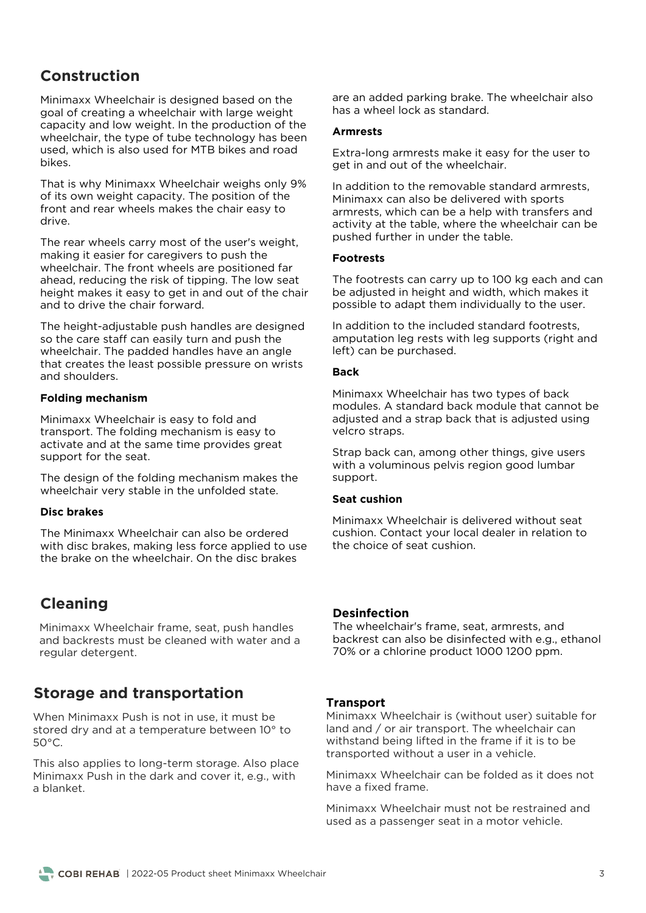## Construction

Minimaxx Wheelchair is designed based on the goal of creating a wheelchair with large weight capacity and low weight. In the production of the wheelchair, the type of tube technology has been used, which is also used for MTB bikes and road bikes.

That is why Minimaxx Wheelchair weighs only 9% of its own weight capacity. The position of the front and rear wheels makes the chair easy to drive.

The rear wheels carry most of the user's weight, making it easier for caregivers to push the wheelchair. The front wheels are positioned far ahead, reducing the risk of tipping. The low seat height makes it easy to get in and out of the chair and to drive the chair forward.

The height-adjustable push handles are designed so the care staff can easily turn and push the wheelchair. The padded handles have an angle that creates the least possible pressure on wrists and shoulders.

#### Folding mechanism

Minimaxx Wheelchair is easy to fold and transport. The folding mechanism is easy to activate and at the same time provides great support for the seat.

The design of the folding mechanism makes the wheelchair very stable in the unfolded state.

#### Disc brakes

The Minimaxx Wheelchair can also be ordered with disc brakes, making less force applied to use the brake on the wheelchair. On the disc brakes are an added parking brake. The wheelchair also has a wheel lock as standard.

#### Armrests

Extra-long armrests make it easy for the user to get in and out of the wheelchair.

In addition to the removable standard armrests, Minimaxx can also be delivered with sports armrests, which can be a help with transfers and activity at the table, where the wheelchair can be pushed further in under the table.

#### Footrests

The footrests can carry up to 100 kg each and can be adjusted in height and width, which makes it possible to adapt them individually to the user.

In addition to the included standard footrests, amputation leg rests with leg supports (right and left) can be purchased.

#### Back

Minimaxx Wheelchair has two types of back modules. A standard back module that cannot be adjusted and a strap back that is adjusted using velcro straps.

Strap back can, among other things, give users with a voluminous pelvis region good lumbar support.

#### Seat cushion

Minimaxx Wheelchair is delivered without seat cushion. Contact your local dealer in relation to the choice of seat cushion.

## Cleaning

Minimaxx Wheelchair frame, seat, push handles and backrests must be cleaned with water and a regular detergent.

### Desinfection

The wheelchair's frame, seat, armrests, and backrest can also be disinfected with e.g., ethanol 70% or a chlorine product 1000 1200 ppm.

## Storage and transportation

When Minimaxx Push is not in use, it must be stored dry and at a temperature between 10° to 50°C.

This also applies to long-term storage. Also place Minimaxx Push in the dark and cover it, e.g., with a blanket.

### Transport

Minimaxx Wheelchair is (without user) suitable for land and / or air transport. The wheelchair can withstand being lifted in the frame if it is to be transported without a user in a vehicle.

Minimaxx Wheelchair can be folded as it does not have a fixed frame.

Minimaxx Wheelchair must not be restrained and used as a passenger seat in a motor vehicle.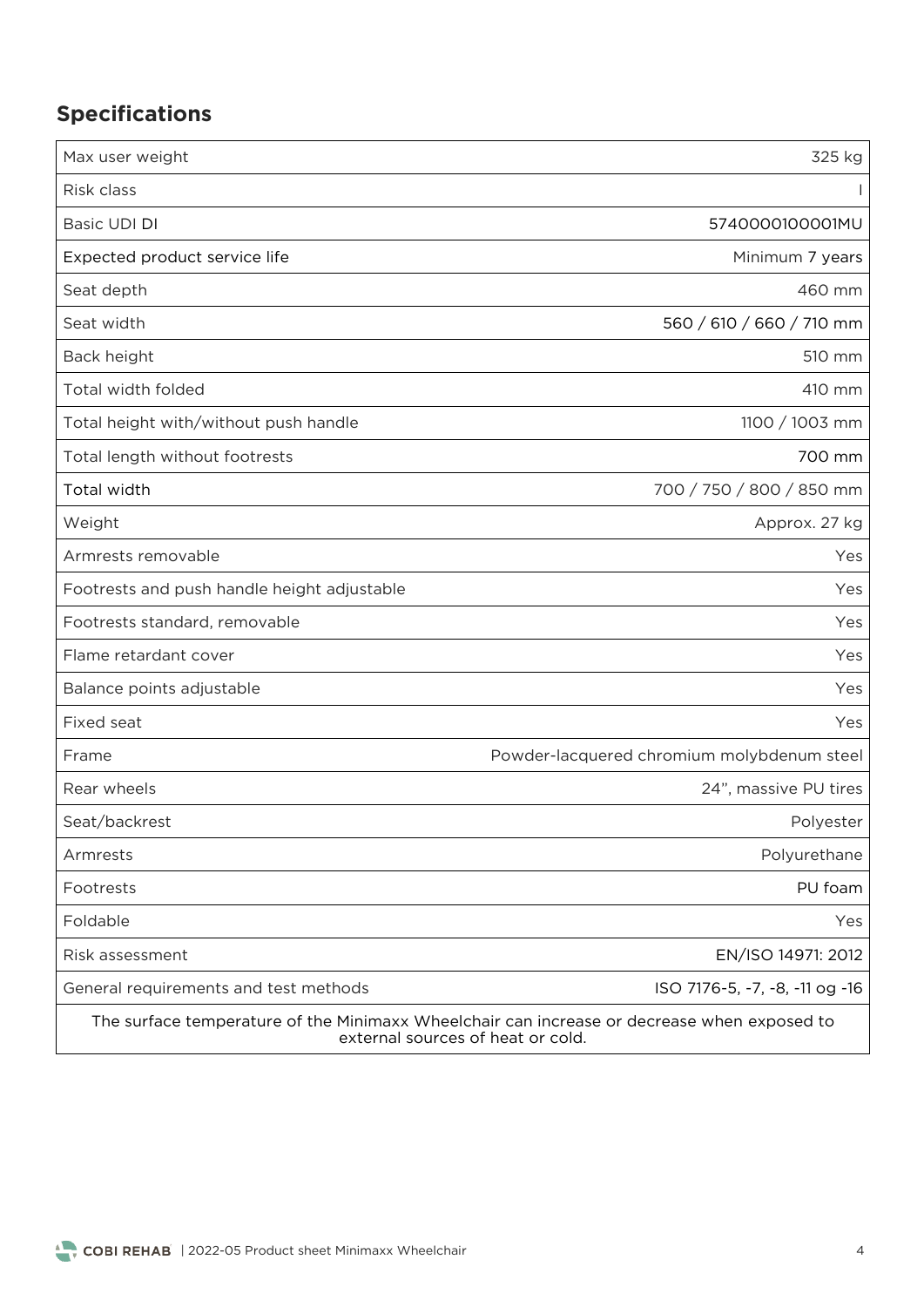## Specifications

| | |
|---|---|
| Max user weight | 325 kg |
| Risk class | I |
| Basic UDI DI | 5740000100001MU |
| Expected product service life | Minimum 7 years |
| Seat depth | 460 mm |
| Seat width | 560 / 610 / 660 / 710 mm |
| Back height | 510 mm |
| Total width folded | 410 mm |
| Total height with/without push handle | 1100 / 1003 mm |
| Total length without footrests | 700 mm |
| Total width | 700 / 750 / 800 / 850 mm |
| Weight | Approx. 27 kg |
| Armrests removable | Yes |
| Footrests and push handle height adjustable | Yes |
| Footrests standard, removable | Yes |
| Flame retardant cover | Yes |
| Balance points adjustable | Yes |
| Fixed seat | Yes |
| Frame | Powder-lacquered chromium molybdenum steel |
| Rear wheels | 24”, massive PU tires |
| Seat/backrest | Polyester |
| Armrests | Polyurethane |
| Footrests | PU foam |
| Foldable | Yes |
| Risk assessment | EN/ISO 14971: 2012 |
| General requirements and test methods | ISO 7176-5, -7, -8, -11 og -16 |
| The surface temperature of the Minimaxx Wheelchair can increase or decrease when exposed to external sources of heat or cold. | |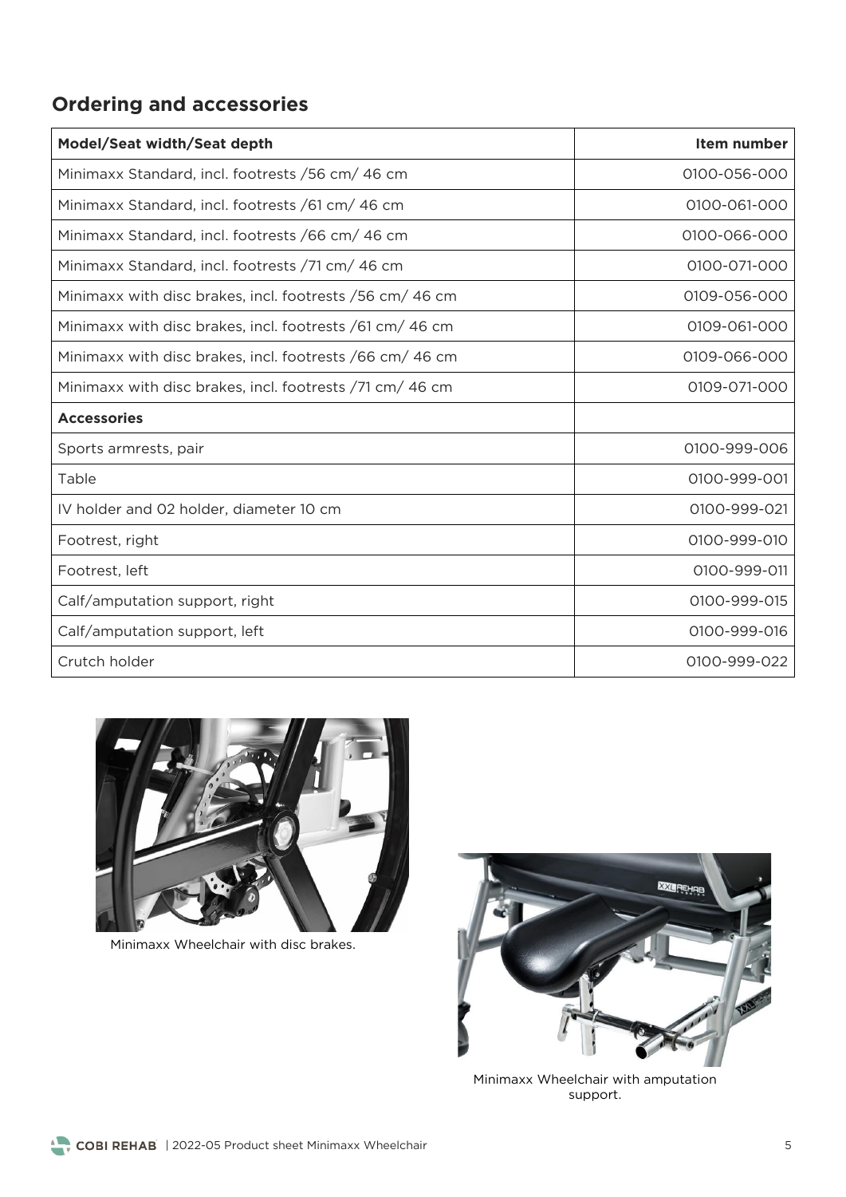## Ordering and accessories

| Model/Seat width/Seat depth | Item number |
|---|---|
| Minimaxx Standard, incl. footrests /56 cm/ 46 cm | 0100-056-000 |
| Minimaxx Standard, incl. footrests /61 cm/ 46 cm | 0100-061-000 |
| Minimaxx Standard, incl. footrests /66 cm/ 46 cm | 0100-066-000 |
| Minimaxx Standard, incl. footrests /71 cm/ 46 cm | 0100-071-000 |
| Minimaxx with disc brakes, incl. footrests /56 cm/ 46 cm | 0109-056-000 |
| Minimaxx with disc brakes, incl. footrests /61 cm/ 46 cm | 0109-061-000 |
| Minimaxx with disc brakes, incl. footrests /66 cm/ 46 cm | 0109-066-000 |
| Minimaxx with disc brakes, incl. footrests /71 cm/ 46 cm | 0109-071-000 |
| **Accessories** | |
| Sports armrests, pair | 0100-999-006 |
| Table | 0100-999-001 |
| IV holder and 02 holder, diameter 10 cm | 0100-999-021 |
| Footrest, right | 0100-999-010 |
| Footrest, left | 0100-999-011 |
| Calf/amputation support, right | 0100-999-015 |
| Calf/amputation support, left | 0100-999-016 |
| Crutch holder | 0100-999-022 |

Minimaxx Wheelchair with disc brakes.

Minimaxx Wheelchair with amputation support.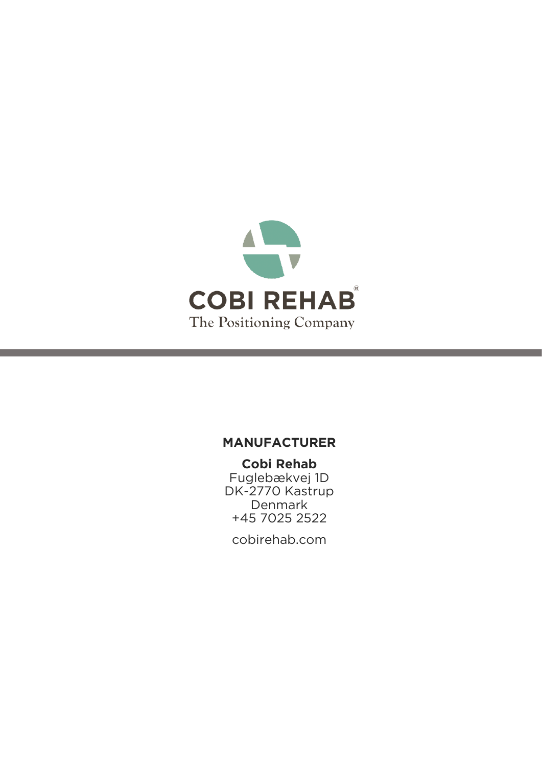COBI REHAB®

The Positioning Company

**MANUFACTURER**

**Cobi Rehab**
Fuglebækvej 1D
DK-2770 Kastrup
Denmark
+45 7025 2522

cobirehab.com